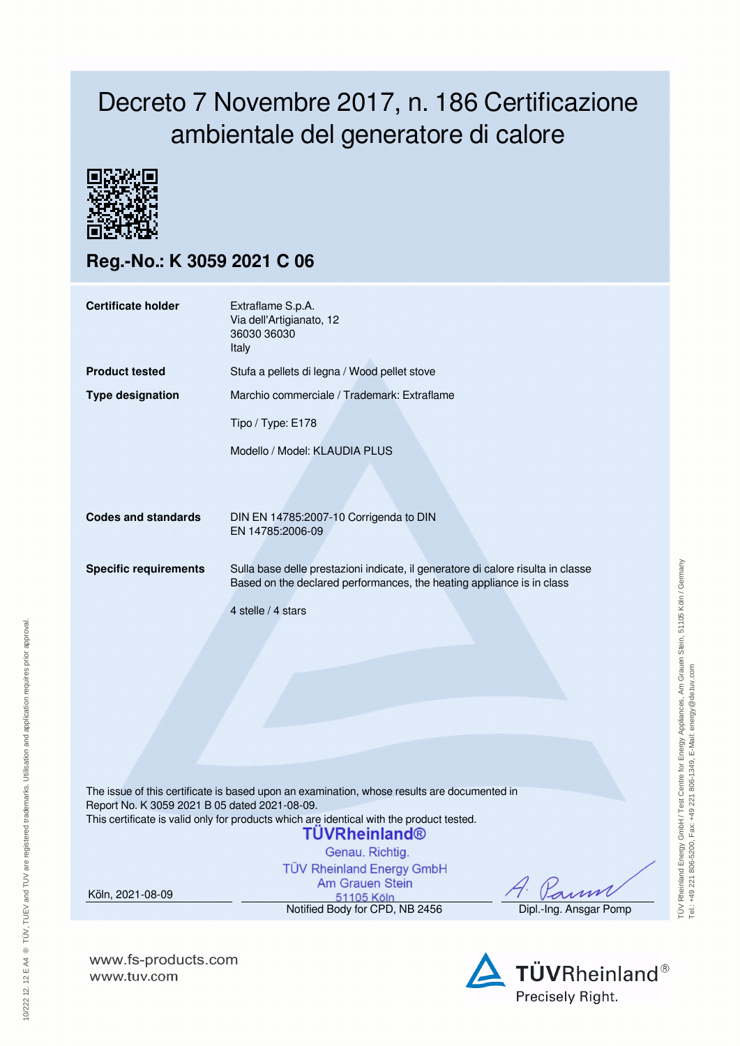# Decreto 7 Novembre 2017, n. 186 Certificazione ambientale del generatore di calore

## Reg.-No.: K 3059 2021 C 06

| | |
|---|---|
| **Certificate holder** | Extraflame S.p.A.<br>Via dell'Artigianato, 12<br>36030 36030<br>Italy |
| **Product tested** | Stufa a pellets di legna / Wood pellet stove |
| **Type designation** | Marchio commerciale / Trademark: Extraflame<br><br>Tipo / Type: E178<br><br>Modello / Model: KLAUDIA PLUS |
| **Codes and standards** | DIN EN 14785:2007-10 Corrigenda to DIN EN 14785:2006-09 |
| **Specific requirements** | Sulla base delle prestazioni indicate, il generatore di calore risulta in classe<br>Based on the declared performances, the heating appliance is in class<br><br>4 stelle / 4 stars |

The issue of this certificate is based upon an examination, whose results are documented in Report No. K 3059 2021 B 05 dated 2021-08-09.
This certificate is valid only for products which are identical with the product tested.

TÜVRheinland®
Genau. Richtig.
TÜV Rheinland Energy GmbH
Am Grauen Stein
51105 Köln

Köln, 2021-08-09

Notified Body for CPD, NB 2456

Dipl.-Ing. Ansgar Pomp

TÜV Rheinland Energy GmbH / Test Centre for Energy Appliances, Am Grauen Stein, 51105 Köln / Germany
Tel.: +49 221 806-5200, Fax: +49 221 806-1349, E-Mail: energy@de.tuv.com

10/222 12.12 E A4 ® TÜV, TUEV and TUV are registered trademarks. Utilisation and application requires prior approval.

www.fs-products.com
www.tuv.com

TÜVRheinland®
Precisely Right.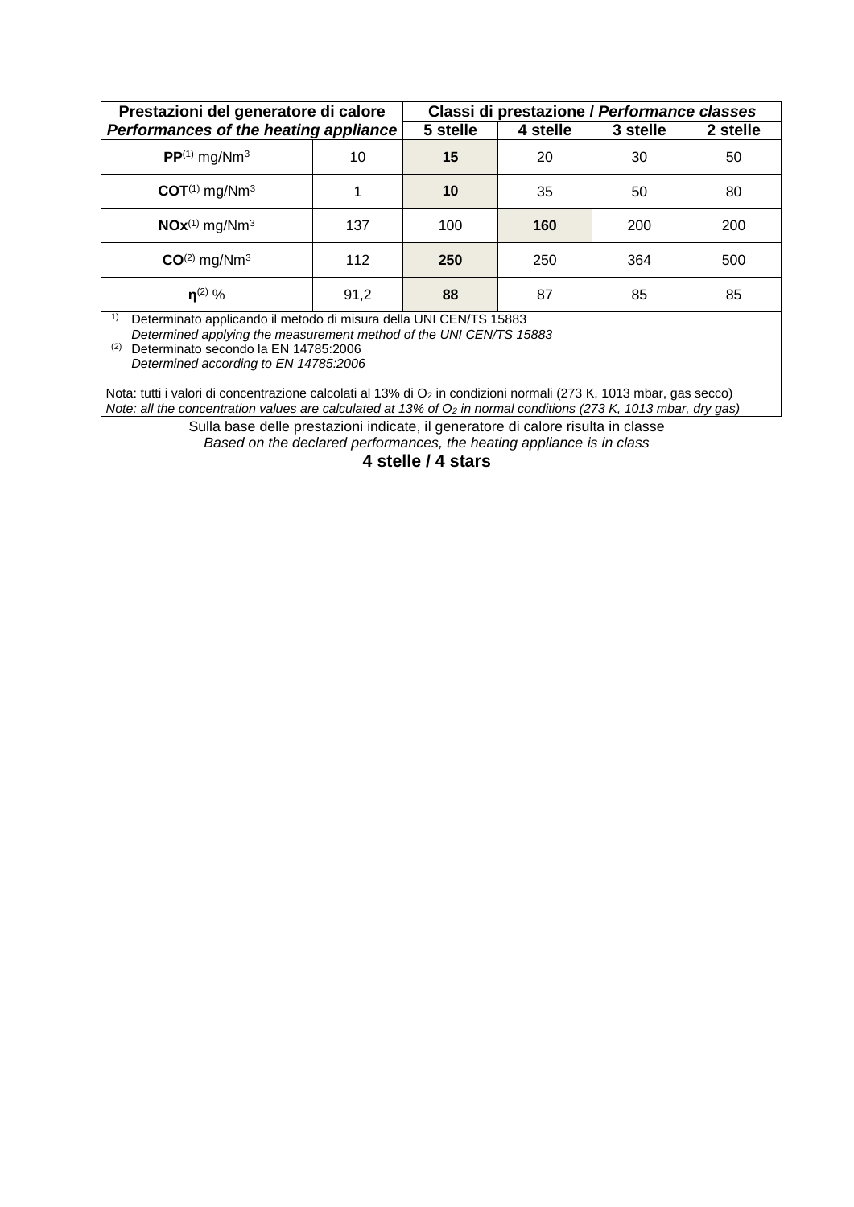| **Prestazioni del generatore di calore** *Performances of the heating appliance* | | **Classi di prestazione /** ***Performance classes*** | | | |
|---|---|---|---|---|---|
| | | **5 stelle** | **4 stelle** | **3 stelle** | **2 stelle** |
| **PP**[(1)] mg/Nm3 | 10 | **15** | 20 | 30 | 50 |
| **COT**[(1)] mg/Nm3 | 1 | **10** | 35 | 50 | 80 |
| **NOx**[(1)] mg/Nm3 | 137 | 100 | **160** | 200 | 200 |
| **CO**[(2)] mg/Nm3 | 112 | **250** | 250 | 364 | 500 |
| **η**[(2)] % | 91,2 | **88** | 87 | 85 | 85 |

[1)] Determinato applicando il metodo di misura della UNI CEN/TS 15883
*Determined applying the measurement method of the UNI CEN/TS 15883*
[(2)] Determinato secondo la EN 14785:2006
*Determined according to EN 14785:2006*

Nota: tutti i valori di concentrazione calcolati al 13% di $O_2$ in condizioni normali (273 K, 1013 mbar, gas secco)
*Note: all the concentration values are calculated at 13% of $O_2$ in normal conditions (273 K, 1013 mbar, dry gas)*

Sulla base delle prestazioni indicate, il generatore di calore risulta in classe
*Based on the declared performances, the heating appliance is in class*

**4 stelle / 4 stars**